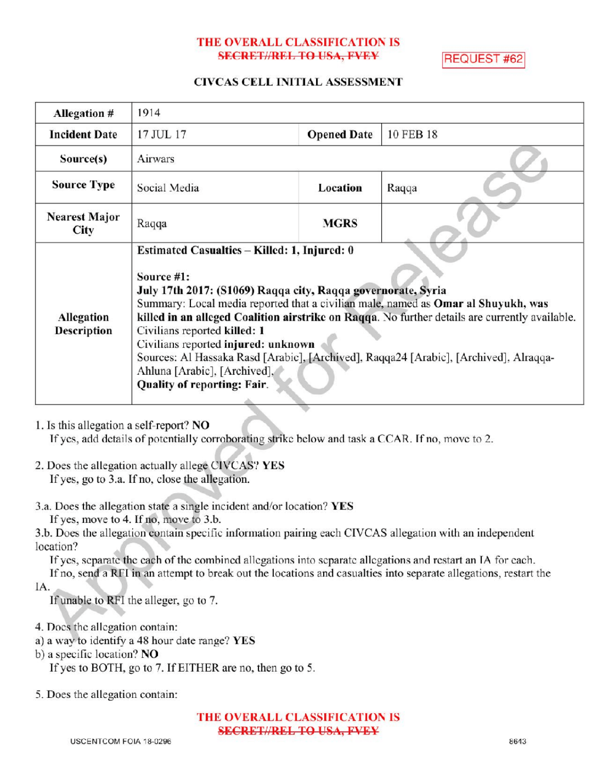**THE OVERALL CLASSIFICATION IS**
~~SECRET//REL TO USA, FVEY~~

REQUEST #62

## CIVCAS CELL INITIAL ASSESSMENT

| Allegation # | 1914 | | |
|---|---|---|---|
| Incident Date | 17 JUL 17 | Opened Date | 10 FEB 18 |
| Source(s) | Airwars | | |
| Source Type | Social Media | Location | Raqqa |
| Nearest Major City | Raqqa | MGRS | |
| Allegation Description | **Estimated Casualties – Killed: 1, Injured: 0**<br><br>**Source #1:**<br>**July 17th 2017: (S1069) Raqqa city, Raqqa governorate, Syria**<br>Summary: Local media reported that a civilian male, named as **Omar al Shuyukh, was killed in an alleged Coalition airstrike on Raqqa**. No further details are currently available.<br>Civilians reported **killed: 1**<br>Civilians reported **injured: unknown**<br>Sources: Al Hassaka Rasd [Arabic], [Archived], Raqqa24 [Arabic], [Archived], Alraqqa-Ahluna [Arabic], [Archived],<br>**Quality of reporting: Fair.** | | |

1. Is this allegation a self-report? **NO**
   If yes, add details of potentially corroborating strike below and task a CCAR. If no, move to 2.

2. Does the allegation actually allege CIVCAS? **YES**
   If yes, go to 3.a. If no, close the allegation.

3.a. Does the allegation state a single incident and/or location? **YES**
   If yes, move to 4. If no, move to 3.b.
3.b. Does the allegation contain specific information pairing each CIVCAS allegation with an independent location?
   If yes, separate the each of the combined allegations into separate allegations and restart an IA for each.
   If no, send a RFI in an attempt to break out the locations and casualties into separate allegations, restart the IA.
   If unable to RFI the alleger, go to 7.

4. Does the allegation contain:
a) a way to identify a 48 hour date range? **YES**
b) a specific location? **NO**
   If yes to BOTH, go to 7. If EITHER are no, then go to 5.

5. Does the allegation contain:

**THE OVERALL CLASSIFICATION IS**
~~SECRET//REL TO USA, FVEY~~

USCENTCOM FOIA 18-0296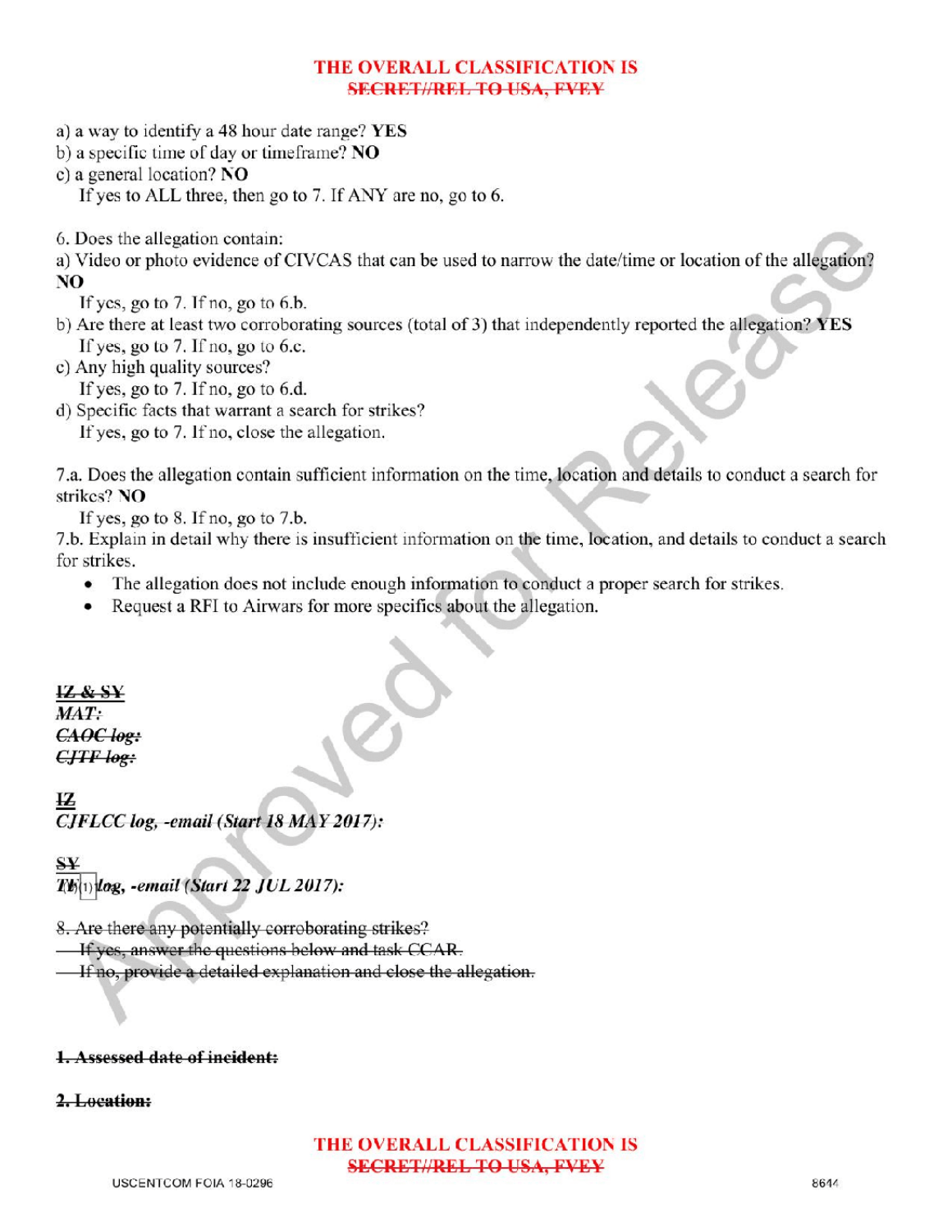THE OVERALL CLASSIFICATION IS
~~SECRET//REL TO USA, FVEY~~

a) a way to identify a 48 hour date range? **YES**
b) a specific time of day or timeframe? **NO**
c) a general location? **NO**
  If yes to ALL three, then go to 7. If ANY are no, go to 6.

6. Does the allegation contain:
a) Video or photo evidence of CIVCAS that can be used to narrow the date/time or location of the allegation? **NO**
  If yes, go to 7. If no, go to 6.b.
b) Are there at least two corroborating sources (total of 3) that independently reported the allegation? **YES**
  If yes, go to 7. If no, go to 6.c.
c) Any high quality sources?
  If yes, go to 7. If no, go to 6.d.
d) Specific facts that warrant a search for strikes?
  If yes, go to 7. If no, close the allegation.

7.a. Does the allegation contain sufficient information on the time, location and details to conduct a search for strikes? **NO**
  If yes, go to 8. If no, go to 7.b.
7.b. Explain in detail why there is insufficient information on the time, location, and details to conduct a search for strikes.

- The allegation does not include enough information to conduct a proper search for strikes.
- Request a RFI to Airwars for more specifics about the allegation.

***~~IZ & SY~~***
***~~MAT:~~***
***~~CAOC log:~~***
***~~CJTF log:~~***

***~~IZ~~***
***CJFLCC log, -email (Start 18 MAY 2017):***

***~~SY~~***
***T(b)(1) log, -email (Start 22 JUL 2017):***

~~8. Are there any potentially corroborating strikes?~~
~~If yes, answer the questions below and task CCAR.~~
~~If no, provide a detailed explanation and close the allegation.~~

**~~1. Assessed date of incident:~~**

**~~2. Location:~~**

THE OVERALL CLASSIFICATION IS
~~SECRET//REL TO USA, FVEY~~

USCENTCOM FOIA 18-0296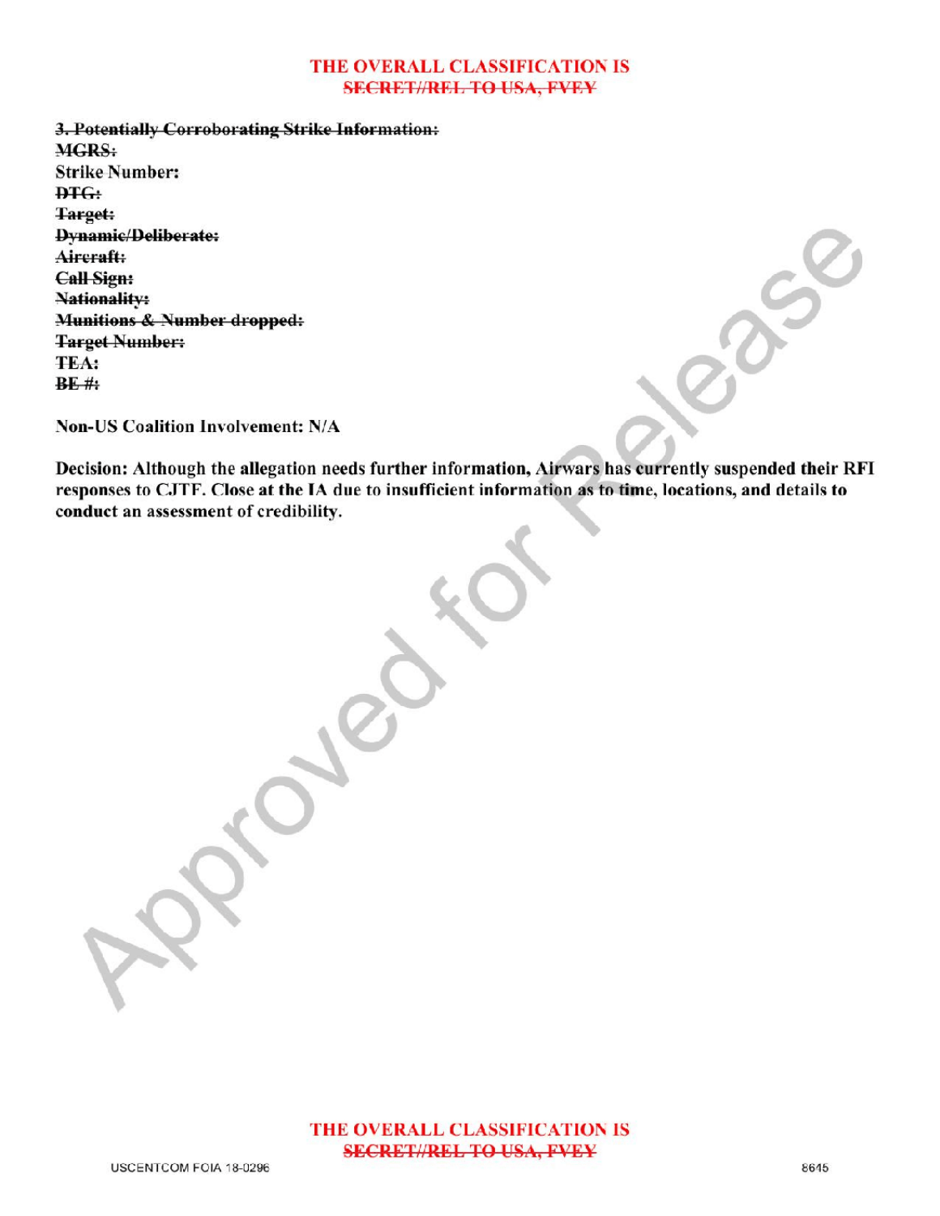**~~3. Potentially Corroborating Strike Information:~~**

**~~MGRS:~~**

**Strike Number:**

**~~DTG:~~**

**~~Target:~~**

**~~Dynamic/Deliberate:~~**

**~~Aircraft:~~**

**~~Call Sign:~~**

**~~Nationality:~~**

**~~Munitions & Number dropped:~~**

**~~Target Number:~~**

**TEA:**

**~~BE #:~~**

**Non-US Coalition Involvement: N/A**

**Decision: Although the allegation needs further information, Airwars has currently suspended their RFI responses to CJTF. Close at the IA due to insufficient information as to time, locations, and details to conduct an assessment of credibility.**